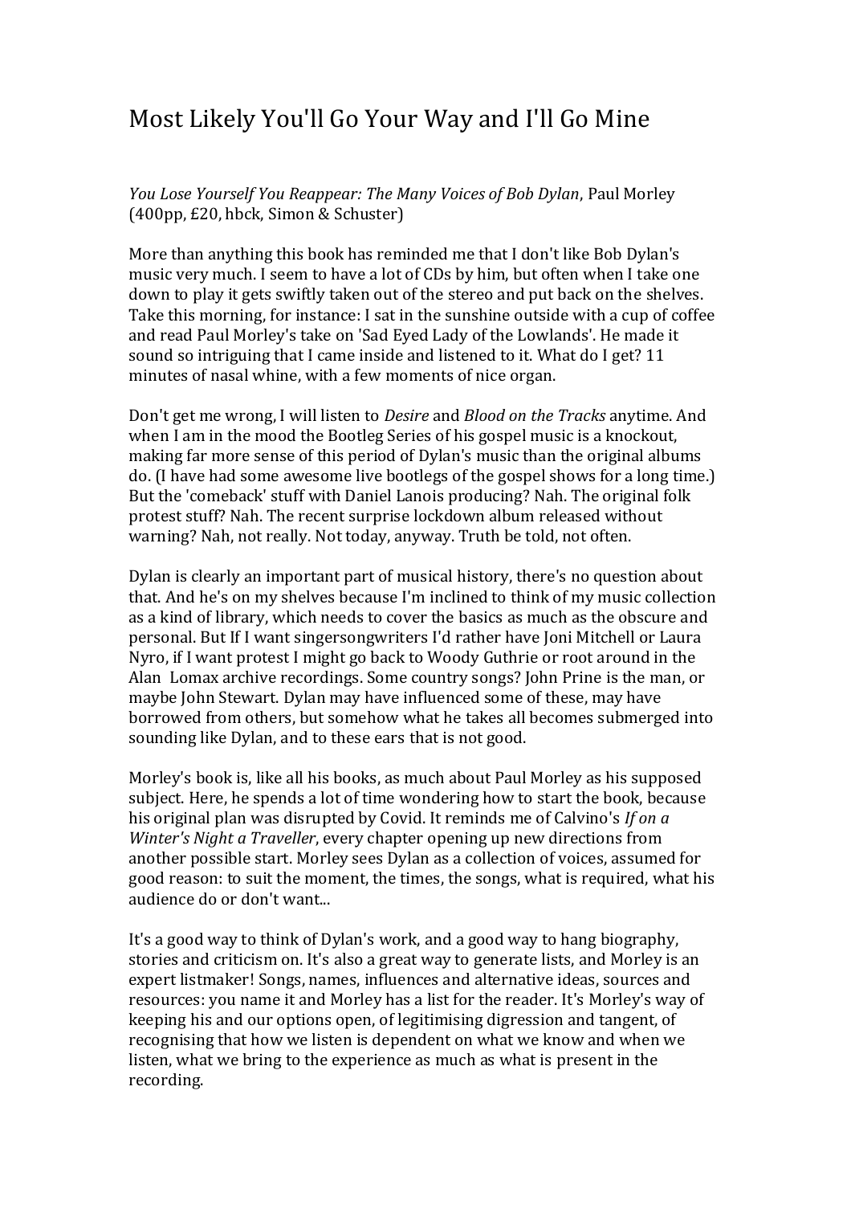# Most Likely You'll Go Your Way and I'll Go Mine

*You Lose Yourself You Reappear: The Many Voices of Bob Dylan*, Paul Morley (400pp, £20, hbck, Simon & Schuster)

More than anything this book has reminded me that I don't like Bob Dylan's music very much. I seem to have a lot of CDs by him, but often when I take one down to play it gets swiftly taken out of the stereo and put back on the shelves. Take this morning, for instance: I sat in the sunshine outside with a cup of coffee and read Paul Morley's take on 'Sad Eyed Lady of the Lowlands'. He made it sound so intriguing that I came inside and listened to it. What do I get? 11 minutes of nasal whine, with a few moments of nice organ.

Don't get me wrong, I will listen to *Desire* and *Blood on the Tracks* anytime. And when I am in the mood the Bootleg Series of his gospel music is a knockout, making far more sense of this period of Dylan's music than the original albums do. (I have had some awesome live bootlegs of the gospel shows for a long time.) But the 'comeback' stuff with Daniel Lanois producing? Nah. The original folk protest stuff? Nah. The recent surprise lockdown album released without warning? Nah, not really. Not today, anyway. Truth be told, not often.

Dylan is clearly an important part of musical history, there's no question about that. And he's on my shelves because I'm inclined to think of my music collection as a kind of library, which needs to cover the basics as much as the obscure and personal. But If I want singersongwriters I'd rather have Joni Mitchell or Laura Nyro, if I want protest I might go back to Woody Guthrie or root around in the Alan Lomax archive recordings. Some country songs? John Prine is the man, or maybe John Stewart. Dylan may have influenced some of these, may have borrowed from others, but somehow what he takes all becomes submerged into sounding like Dylan, and to these ears that is not good.

Morley's book is, like all his books, as much about Paul Morley as his supposed subject. Here, he spends a lot of time wondering how to start the book, because his original plan was disrupted by Covid. It reminds me of Calvino's *If on a Winter's Night a Traveller*, every chapter opening up new directions from another possible start. Morley sees Dylan as a collection of voices, assumed for good reason: to suit the moment, the times, the songs, what is required, what his audience do or don't want...

It's a good way to think of Dylan's work, and a good way to hang biography, stories and criticism on. It's also a great way to generate lists, and Morley is an expert listmaker! Songs, names, influences and alternative ideas, sources and resources: you name it and Morley has a list for the reader. It's Morley's way of keeping his and our options open, of legitimising digression and tangent, of recognising that how we listen is dependent on what we know and when we listen, what we bring to the experience as much as what is present in the recording.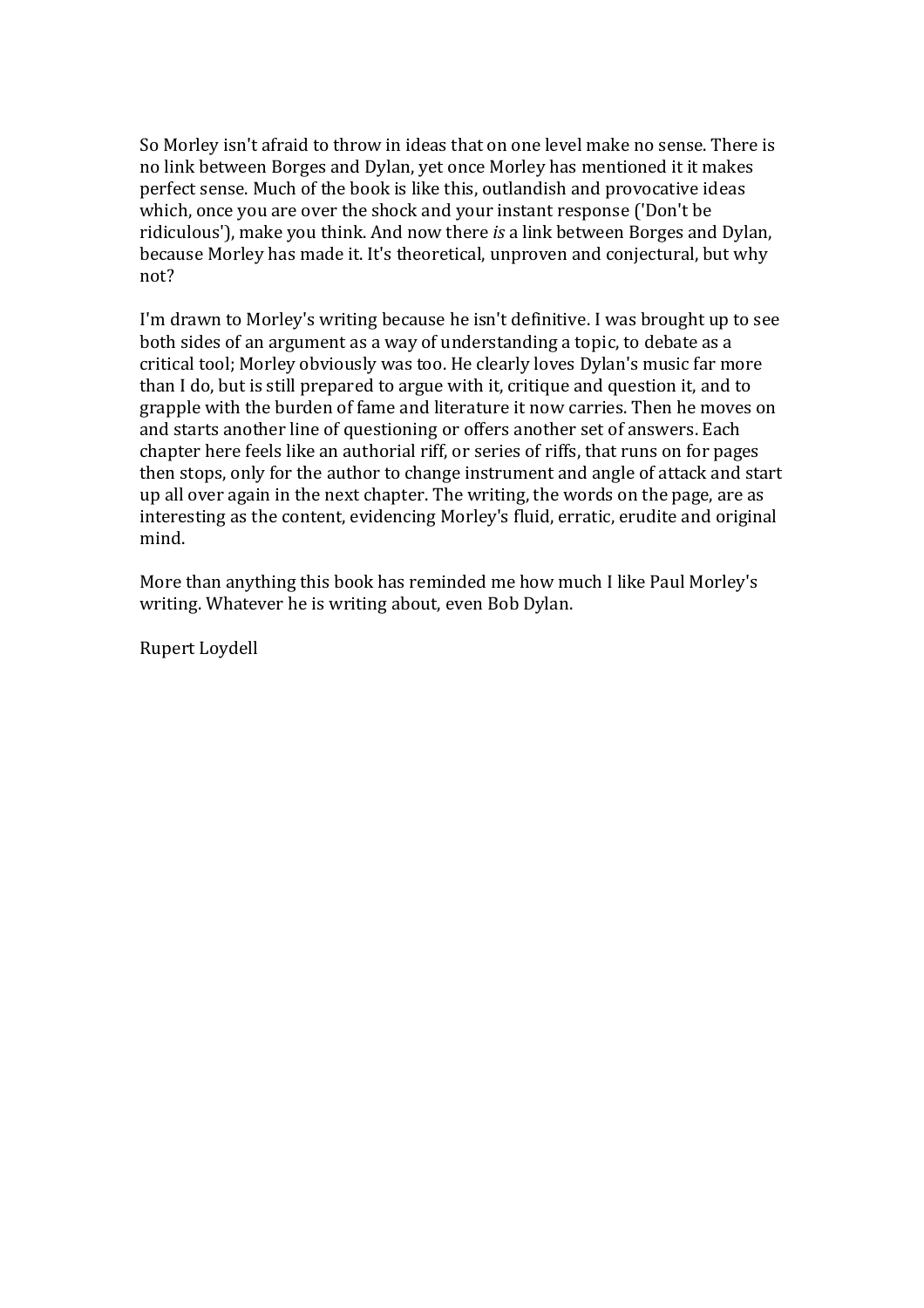So Morley isn't afraid to throw in ideas that on one level make no sense. There is no link between Borges and Dylan, yet once Morley has mentioned it it makes perfect sense. Much of the book is like this, outlandish and provocative ideas which, once you are over the shock and your instant response ('Don't be ridiculous'), make you think. And now there *is* a link between Borges and Dylan, because Morley has made it. It's theoretical, unproven and conjectural, but why not?

I'm drawn to Morley's writing because he isn't definitive. I was brought up to see both sides of an argument as a way of understanding a topic, to debate as a critical tool; Morley obviously was too. He clearly loves Dylan's music far more than I do, but is still prepared to argue with it, critique and question it, and to grapple with the burden of fame and literature it now carries. Then he moves on and starts another line of questioning or offers another set of answers. Each chapter here feels like an authorial riff, or series of riffs, that runs on for pages then stops, only for the author to change instrument and angle of attack and start up all over again in the next chapter. The writing, the words on the page, are as interesting as the content, evidencing Morley's fluid, erratic, erudite and original mind.

More than anything this book has reminded me how much I like Paul Morley's writing. Whatever he is writing about, even Bob Dylan.

Rupert Loydell